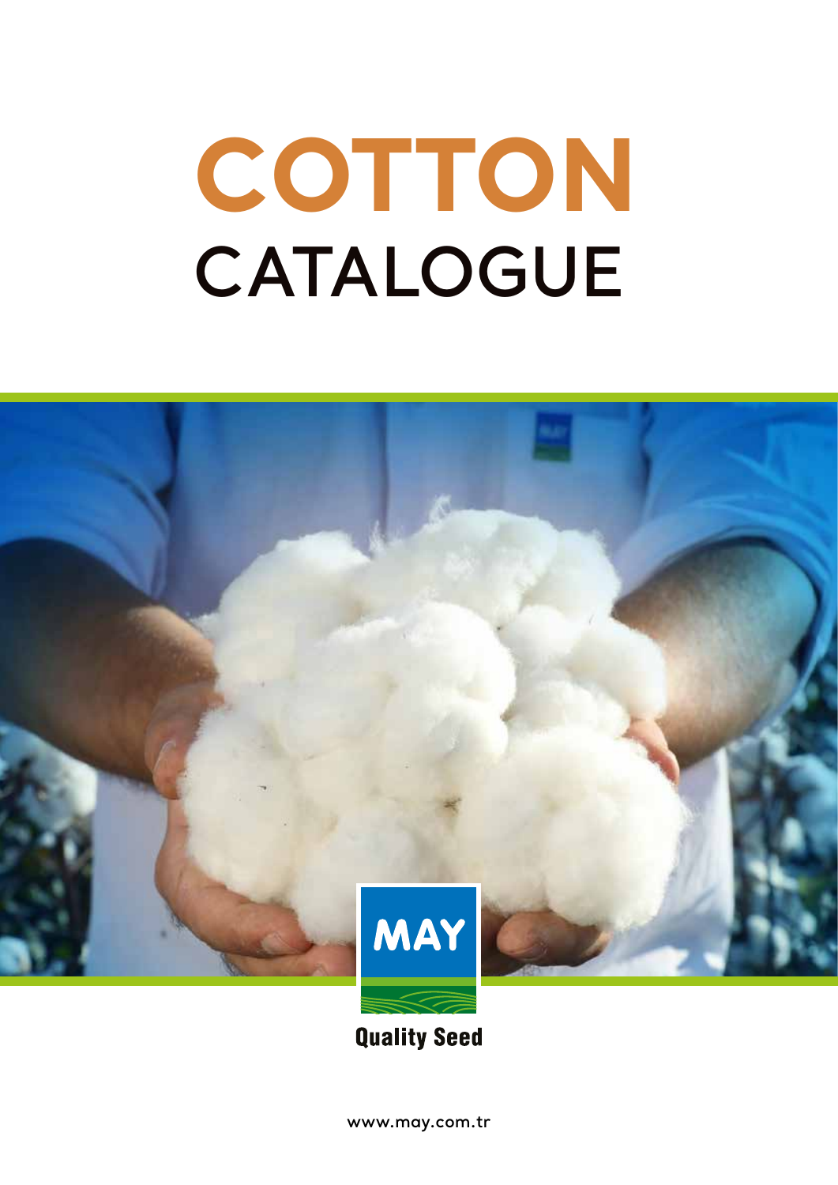# COTTON
## CATALOGUE

MAY

Quality Seed

www.may.com.tr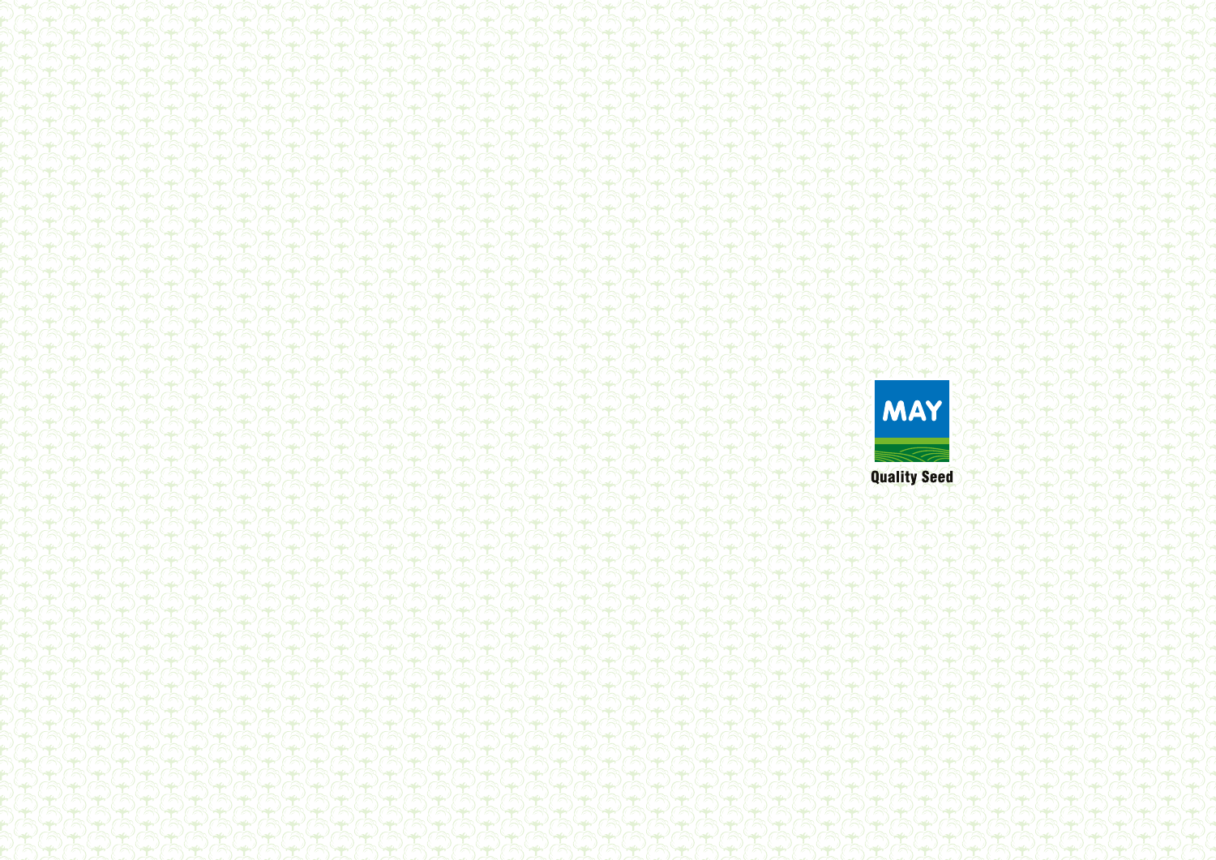MAY

Quality Seed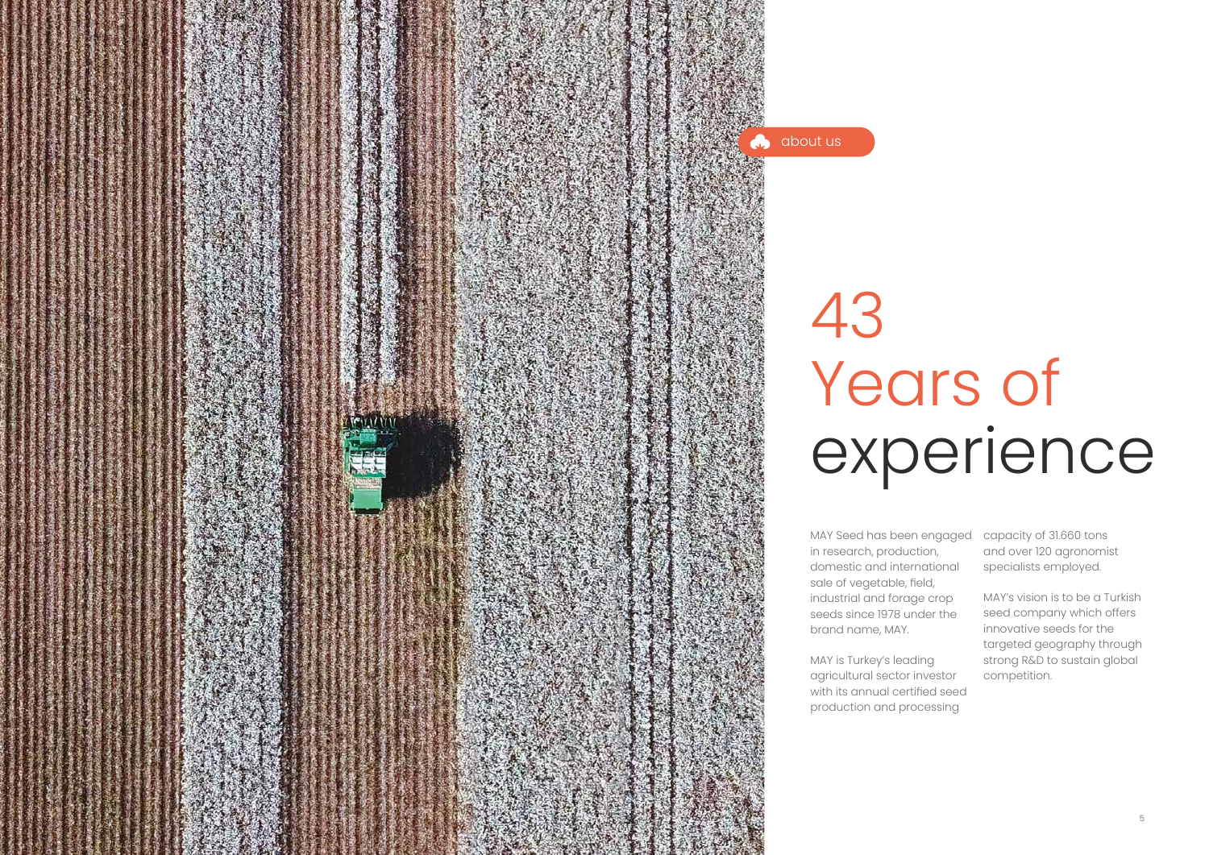about us

# 43 Years of experience

MAY Seed has been engaged in research, production, domestic and international sale of vegetable, field, industrial and forage crop seeds since 1978 under the brand name, MAY.

MAY is Turkey's leading agricultural sector investor with its annual certified seed production and processing capacity of 31.660 tons and over 120 agronomist specialists employed.

MAY's vision is to be a Turkish seed company which offers innovative seeds for the targeted geography through strong R&D to sustain global competition.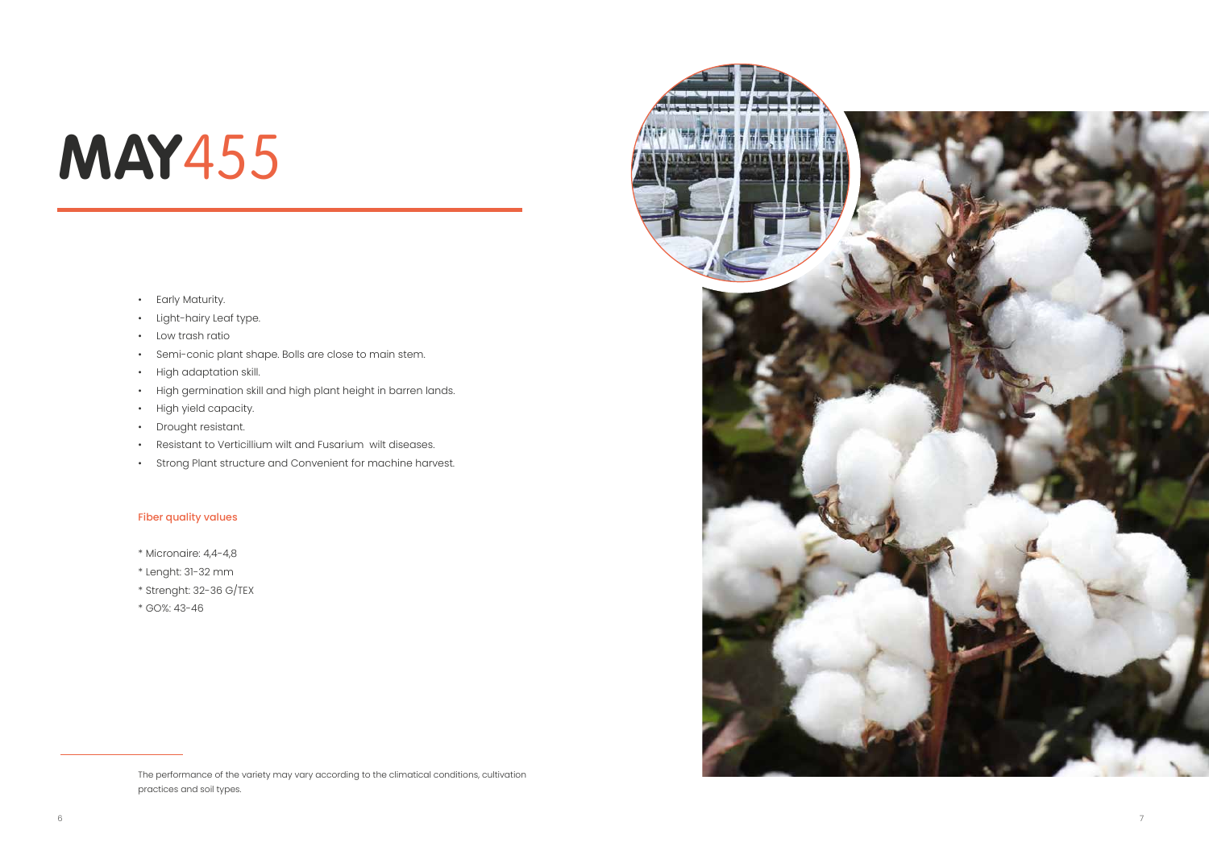# **MAY**455

- Early Maturity.
- Light-hairy Leaf type.
- Low trash ratio
- Semi-conic plant shape. Bolls are close to main stem.
- High adaptation skill.
- High germination skill and high plant height in barren lands.
- High yield capacity.
- Drought resistant.
- Resistant to Verticillium wilt and Fusarium wilt diseases.
- Strong Plant structure and Convenient for machine harvest.

**Fiber quality values**

* Micronaire: 4,4-4,8
* Lenght: 31-32 mm
* Strenght: 32-36 G/TEX
* GO%: 43-46

The performance of the variety may vary according to the climatical conditions, cultivation practices and soil types.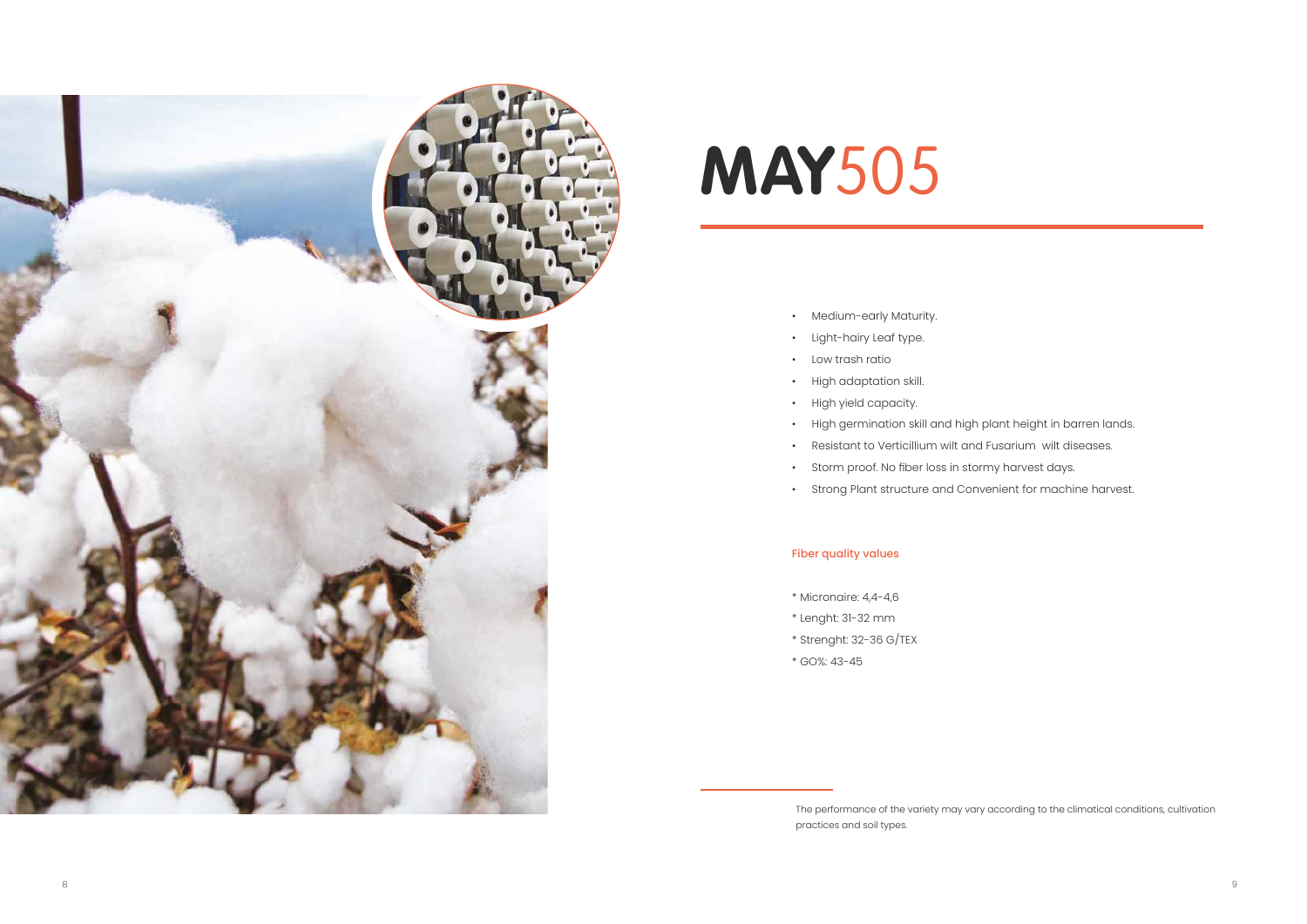# **MAY**505

- Medium-early Maturity.
- Light-hairy Leaf type.
- Low trash ratio
- High adaptation skill.
- High yield capacity.
- High germination skill and high plant height in barren lands.
- Resistant to Verticillium wilt and Fusarium  wilt diseases.
- Storm proof. No fiber loss in stormy harvest days.
- Strong Plant structure and Convenient for machine harvest.

Fiber quality values

* Micronaire: 4,4-4,6
* Lenght: 31-32 mm
* Strenght: 32-36 G/TEX
* GO%: 43-45

The performance of the variety may vary according to the climatical conditions, cultivation practices and soil types.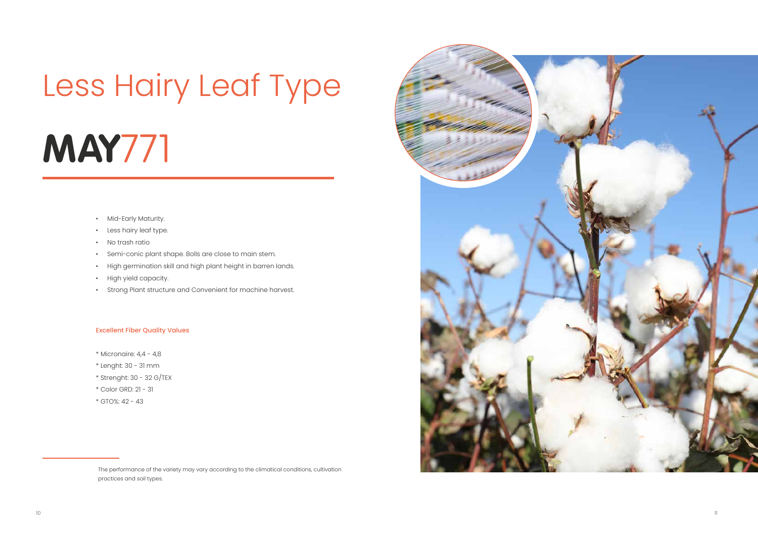# Less Hairy Leaf Type

# **MAY**771

- Mid-Early Maturity.
- Less hairy leaf type.
- No trash ratio
- Semi-conic plant shape. Bolls are close to main stem.
- High germination skill and high plant height in barren lands.
- High yield capacity.
- Strong Plant structure and Convenient for machine harvest.

### Excellent Fiber Quality Values

* Micronaire: 4,4 - 4,8
* Lenght: 30 - 31 mm
* Strenght: 30 - 32 G/TEX
* Color GRD: 21 - 31
* GTO%: 42 - 43

The performance of the variety may vary according to the climatical conditions, cultivation practices and soil types.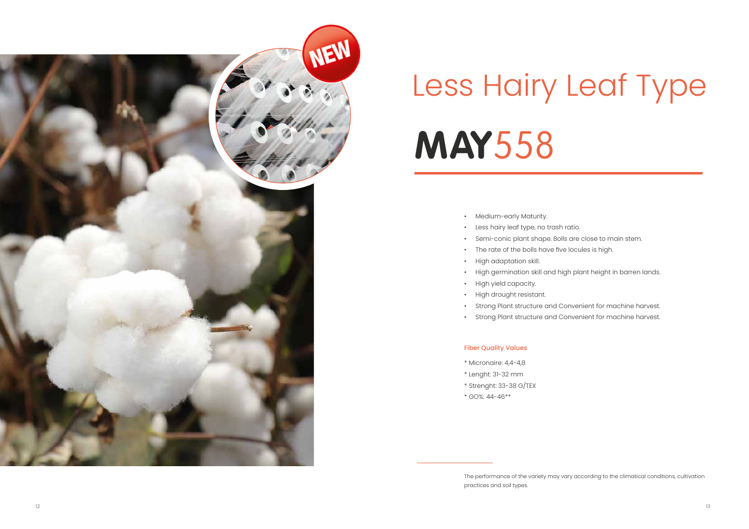# Less Hairy Leaf Type

## **MAY**558

- Medium-early Maturity.
- Less hairy leaf type, no trash ratio.
- Semi-conic plant shape. Bolls are close to main stem.
- The rate of the bolls have five locules is high.
- High adaptation skill.
- High germination skill and high plant height in barren lands.
- High yield capacity.
- High drought resistant.
- Strong Plant structure and Convenient for machine harvest.
- Strong Plant structure and Convenient for machine harvest.

### Fiber Quality Values

* Micronaire: 4,4-4,8
* Lenght: 31-32 mm
* Strenght: 33-38 G/TEX
* GO%: 44-46**

The performance of the variety may vary according to the climatical conditions, cultivation practices and soil types.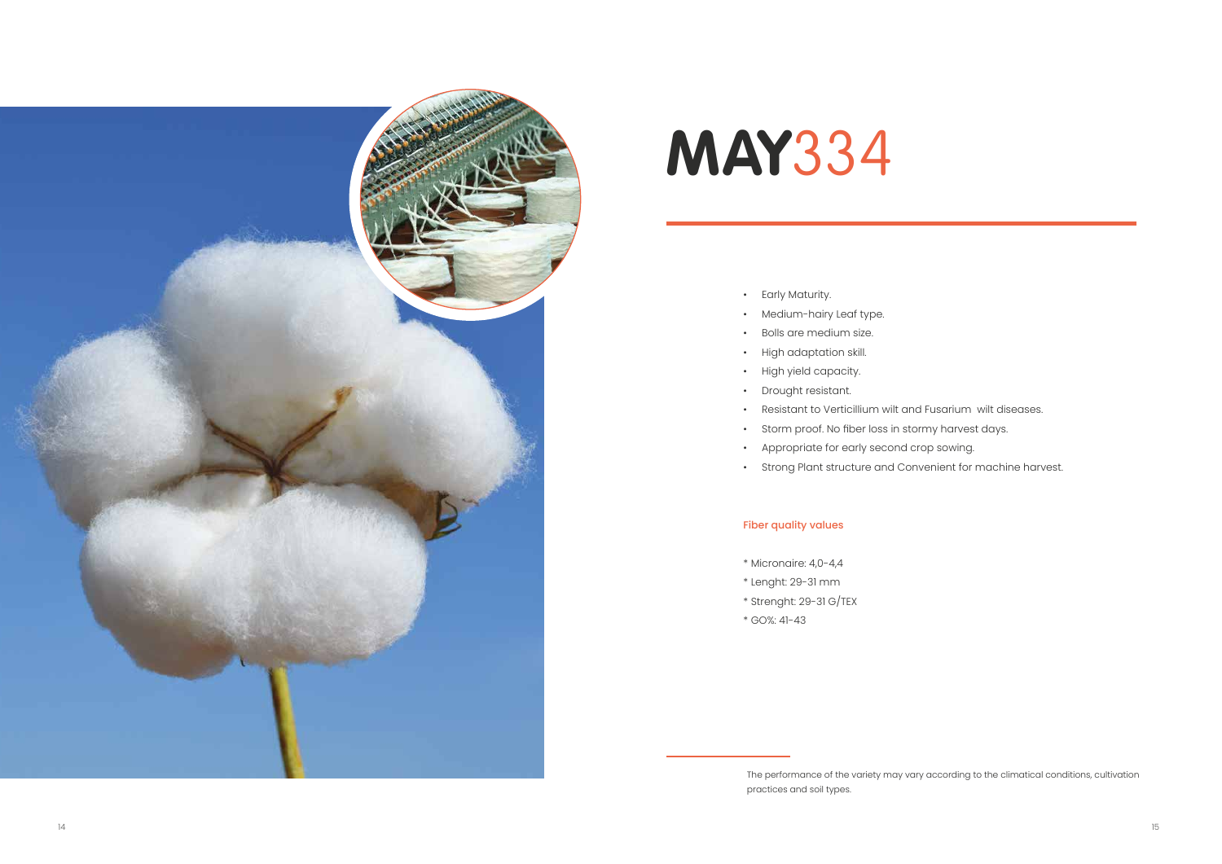# MAY334

- Early Maturity.
- Medium-hairy Leaf type.
- Bolls are medium size.
- High adaptation skill.
- High yield capacity.
- Drought resistant.
- Resistant to Verticillium wilt and Fusarium wilt diseases.
- Storm proof. No fiber loss in stormy harvest days.
- Appropriate for early second crop sowing.
- Strong Plant structure and Convenient for machine harvest.

### Fiber quality values

* Micronaire: 4,0-4,4
* Lenght: 29-31 mm
* Strenght: 29-31 G/TEX
* GO%: 41-43

The performance of the variety may vary according to the climatical conditions, cultivation practices and soil types.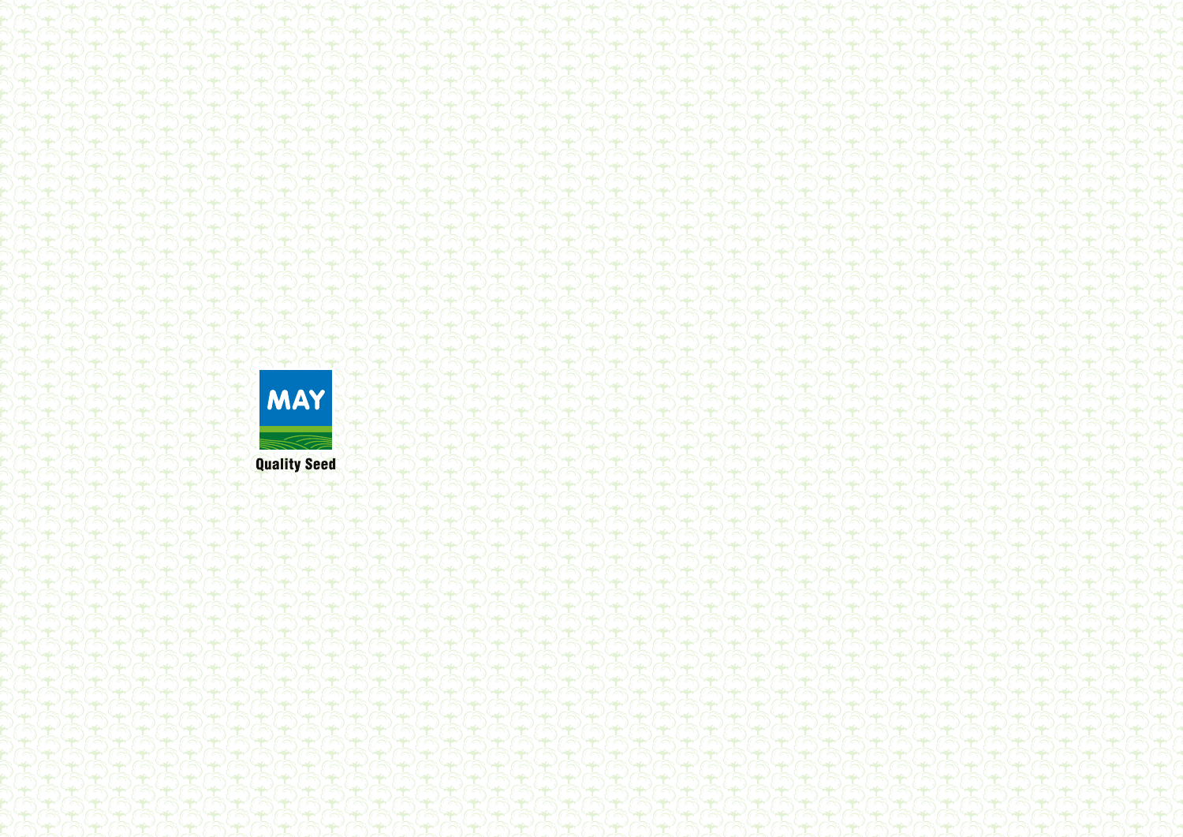MAY

Quality Seed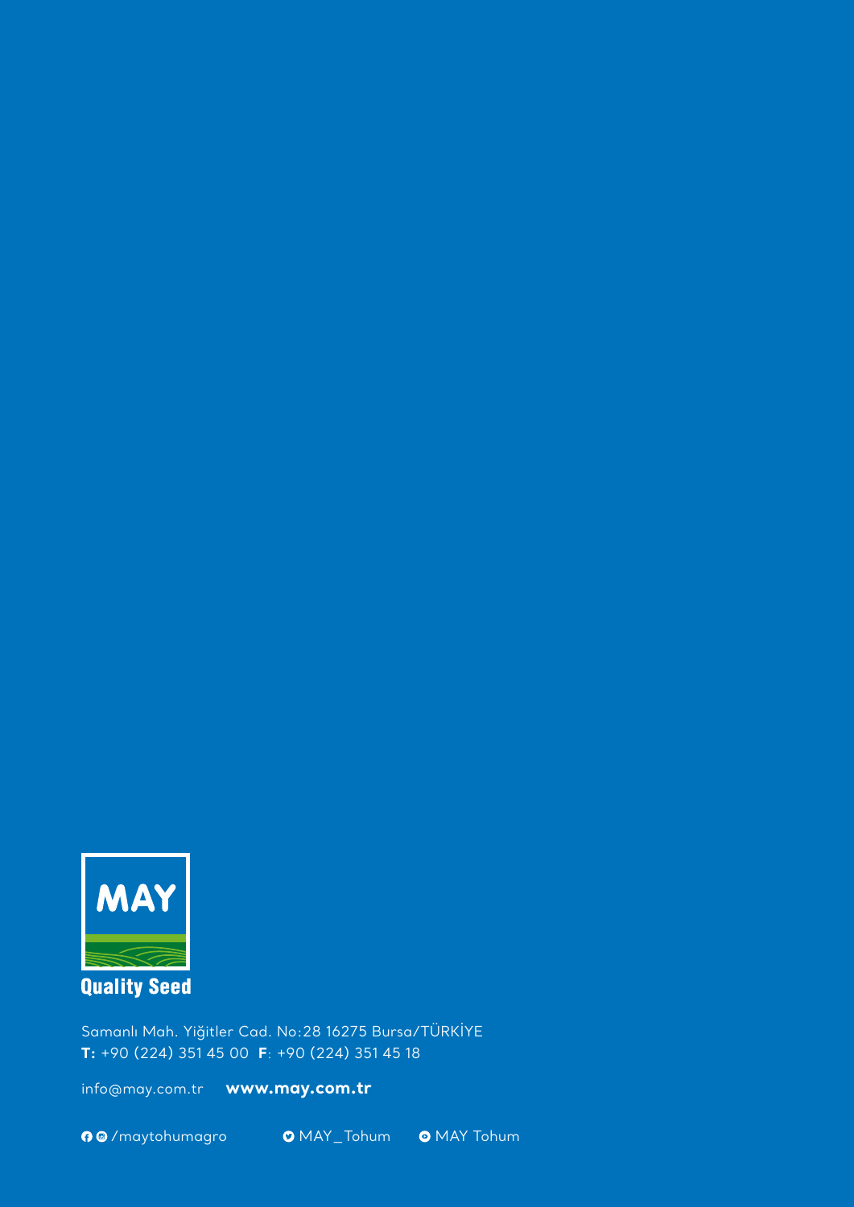MAY

Quality Seed

Samanlı Mah. Yiğitler Cad. No:28 16275 Bursa/TÜRKİYE
**T:** +90 (224) 351 45 00 **F**: +90 (224) 351 45 18

info@may.com.tr **www.may.com.tr**

/maytohumagro MAY_Tohum MAY Tohum